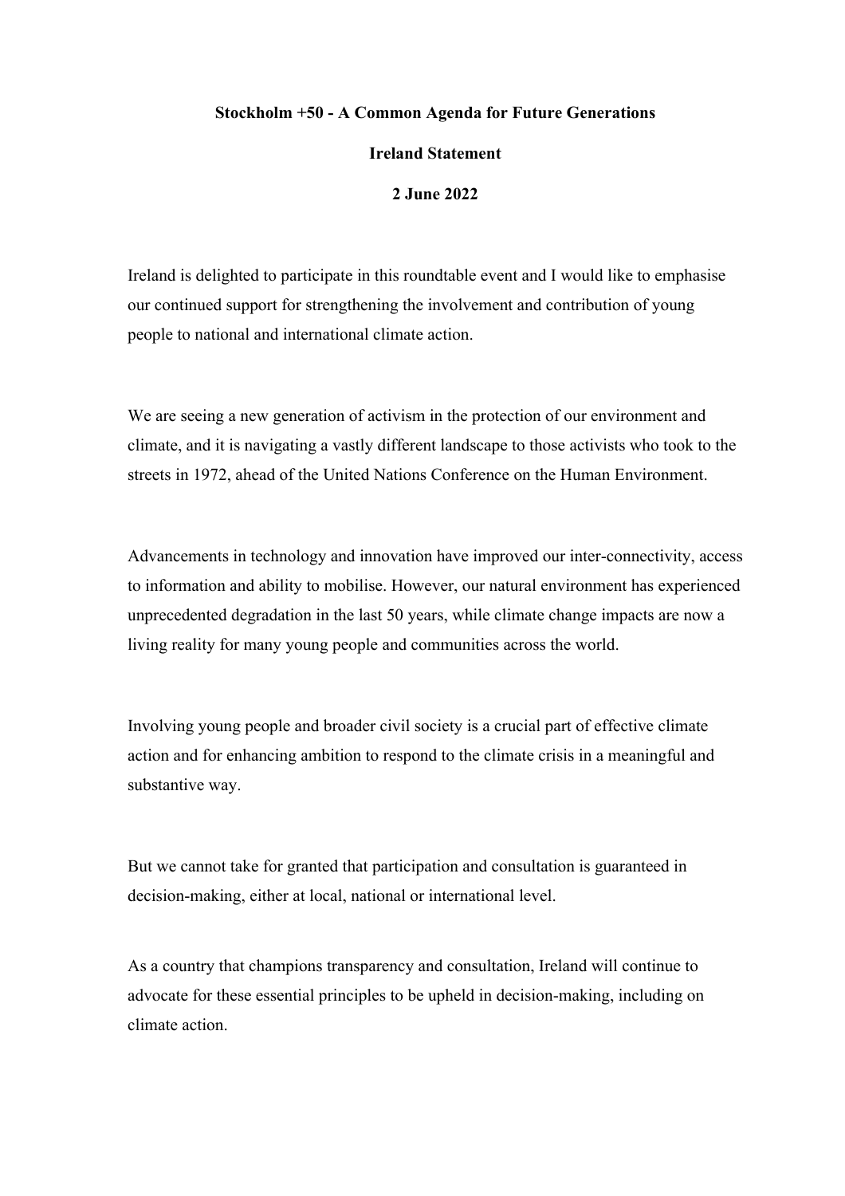**Stockholm +50 - A Common Agenda for Future Generations**

**Ireland Statement**

**2 June 2022**

Ireland is delighted to participate in this roundtable event and I would like to emphasise our continued support for strengthening the involvement and contribution of young people to national and international climate action.

We are seeing a new generation of activism in the protection of our environment and climate, and it is navigating a vastly different landscape to those activists who took to the streets in 1972, ahead of the United Nations Conference on the Human Environment.

Advancements in technology and innovation have improved our inter-connectivity, access to information and ability to mobilise. However, our natural environment has experienced unprecedented degradation in the last 50 years, while climate change impacts are now a living reality for many young people and communities across the world.

Involving young people and broader civil society is a crucial part of effective climate action and for enhancing ambition to respond to the climate crisis in a meaningful and substantive way.

But we cannot take for granted that participation and consultation is guaranteed in decision-making, either at local, national or international level.

As a country that champions transparency and consultation, Ireland will continue to advocate for these essential principles to be upheld in decision-making, including on climate action.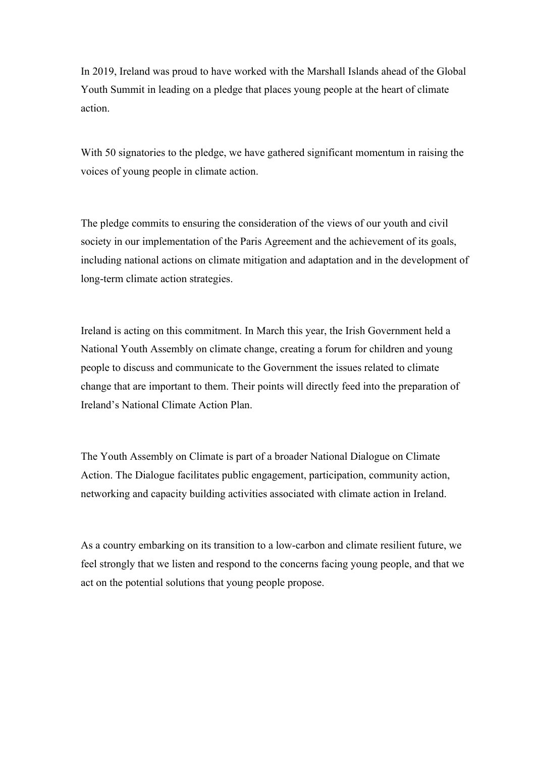In 2019, Ireland was proud to have worked with the Marshall Islands ahead of the Global Youth Summit in leading on a pledge that places young people at the heart of climate action.

With 50 signatories to the pledge, we have gathered significant momentum in raising the voices of young people in climate action.

The pledge commits to ensuring the consideration of the views of our youth and civil society in our implementation of the Paris Agreement and the achievement of its goals, including national actions on climate mitigation and adaptation and in the development of long-term climate action strategies.

Ireland is acting on this commitment. In March this year, the Irish Government held a National Youth Assembly on climate change, creating a forum for children and young people to discuss and communicate to the Government the issues related to climate change that are important to them. Their points will directly feed into the preparation of Ireland's National Climate Action Plan.

The Youth Assembly on Climate is part of a broader National Dialogue on Climate Action. The Dialogue facilitates public engagement, participation, community action, networking and capacity building activities associated with climate action in Ireland.

As a country embarking on its transition to a low-carbon and climate resilient future, we feel strongly that we listen and respond to the concerns facing young people, and that we act on the potential solutions that young people propose.